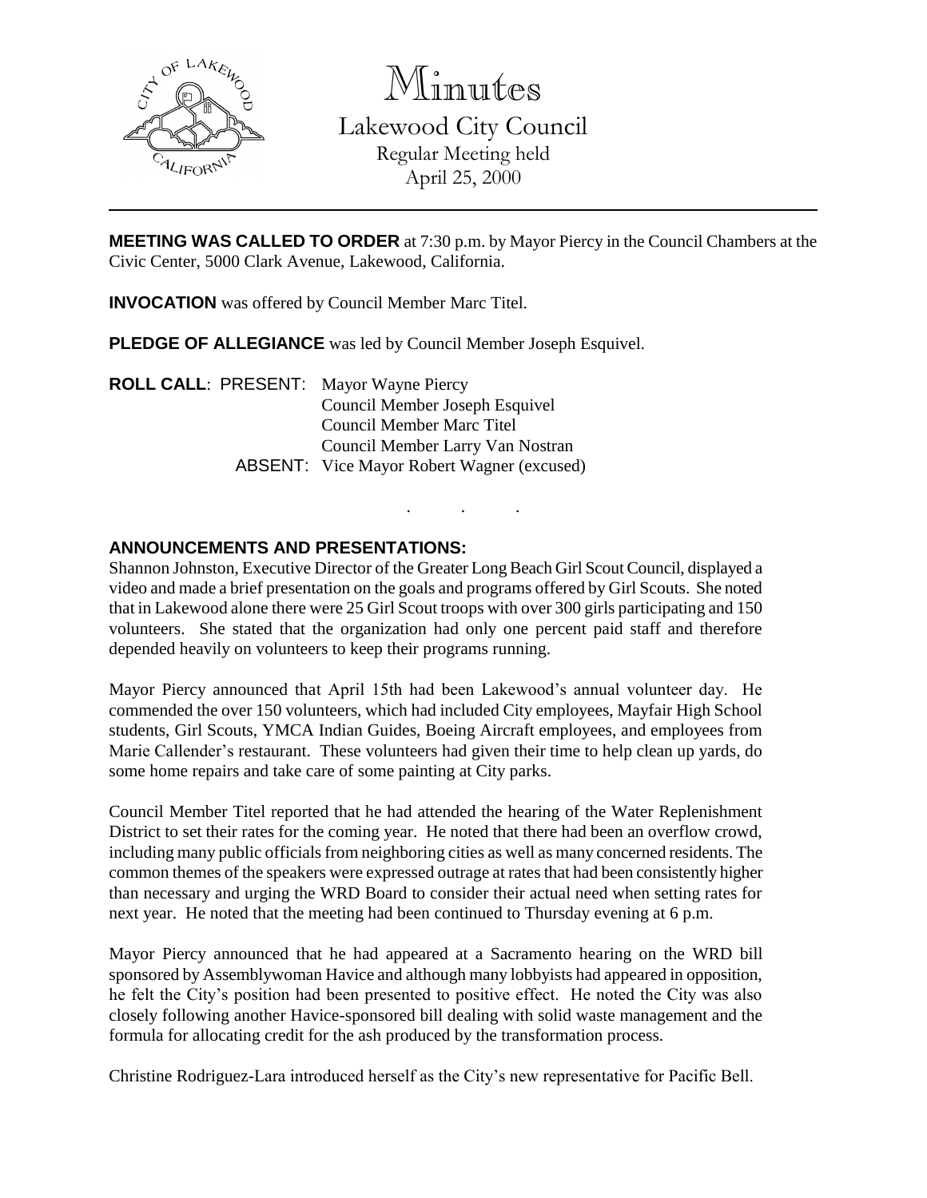# Minutes

## Lakewood City Council

Regular Meeting held
April 25, 2000

---

**MEETING WAS CALLED TO ORDER** at 7:30 p.m. by Mayor Piercy in the Council Chambers at the Civic Center, 5000 Clark Avenue, Lakewood, California.

**INVOCATION** was offered by Council Member Marc Titel.

**PLEDGE OF ALLEGIANCE** was led by Council Member Joseph Esquivel.

**ROLL CALL**: PRESENT: Mayor Wayne Piercy
Council Member Joseph Esquivel
Council Member Marc Titel
Council Member Larry Van Nostran
ABSENT: Vice Mayor Robert Wagner (excused)

. . .

**ANNOUNCEMENTS AND PRESENTATIONS:**

Shannon Johnston, Executive Director of the Greater Long Beach Girl Scout Council, displayed a video and made a brief presentation on the goals and programs offered by Girl Scouts. She noted that in Lakewood alone there were 25 Girl Scout troops with over 300 girls participating and 150 volunteers. She stated that the organization had only one percent paid staff and therefore depended heavily on volunteers to keep their programs running.

Mayor Piercy announced that April 15th had been Lakewood's annual volunteer day. He commended the over 150 volunteers, which had included City employees, Mayfair High School students, Girl Scouts, YMCA Indian Guides, Boeing Aircraft employees, and employees from Marie Callender's restaurant. These volunteers had given their time to help clean up yards, do some home repairs and take care of some painting at City parks.

Council Member Titel reported that he had attended the hearing of the Water Replenishment District to set their rates for the coming year. He noted that there had been an overflow crowd, including many public officials from neighboring cities as well as many concerned residents. The common themes of the speakers were expressed outrage at rates that had been consistently higher than necessary and urging the WRD Board to consider their actual need when setting rates for next year. He noted that the meeting had been continued to Thursday evening at 6 p.m.

Mayor Piercy announced that he had appeared at a Sacramento hearing on the WRD bill sponsored by Assemblywoman Havice and although many lobbyists had appeared in opposition, he felt the City's position had been presented to positive effect. He noted the City was also closely following another Havice-sponsored bill dealing with solid waste management and the formula for allocating credit for the ash produced by the transformation process.

Christine Rodriguez-Lara introduced herself as the City's new representative for Pacific Bell.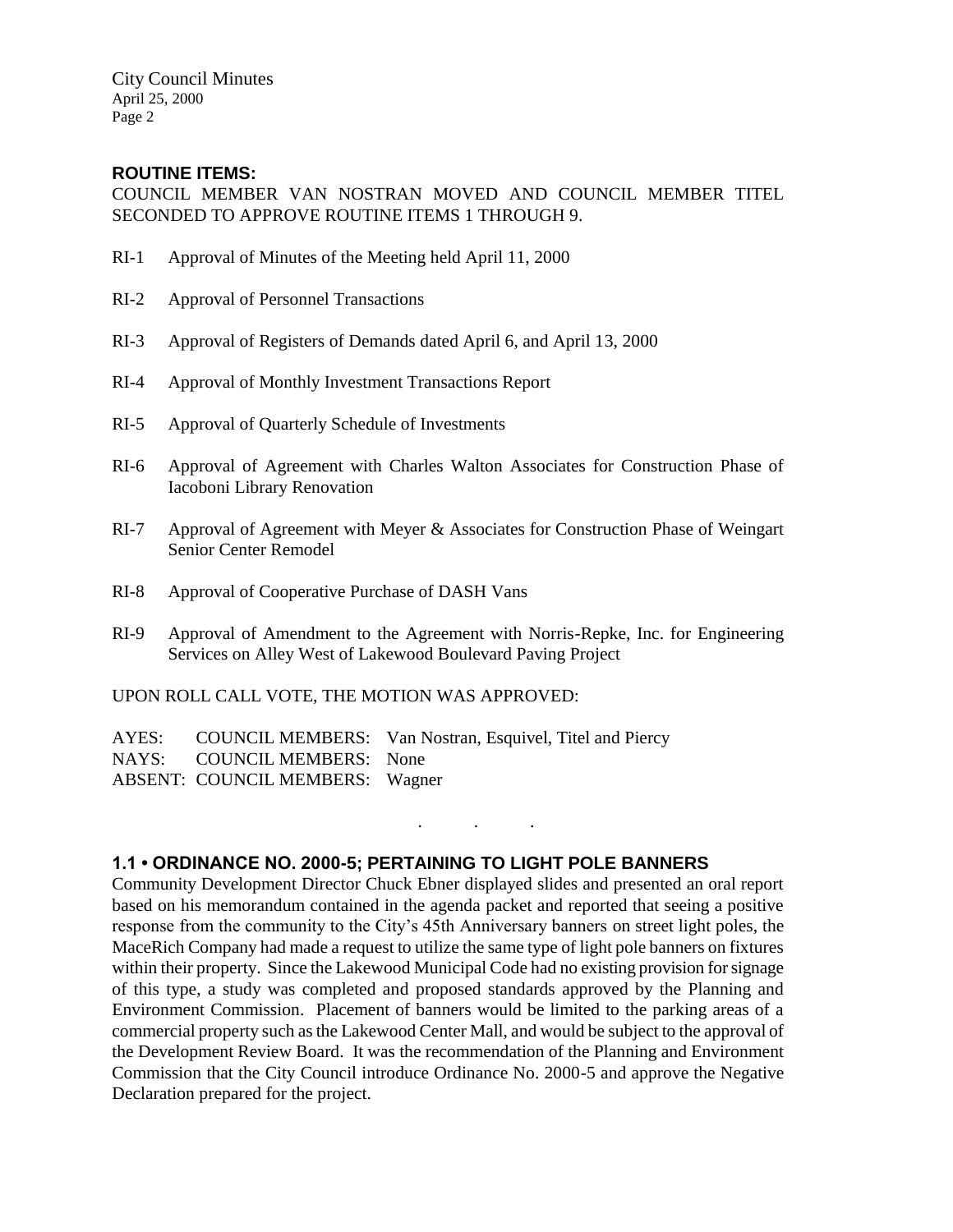**ROUTINE ITEMS:**

COUNCIL MEMBER VAN NOSTRAN MOVED AND COUNCIL MEMBER TITEL SECONDED TO APPROVE ROUTINE ITEMS 1 THROUGH 9.

RI-1 Approval of Minutes of the Meeting held April 11, 2000

RI-2 Approval of Personnel Transactions

RI-3 Approval of Registers of Demands dated April 6, and April 13, 2000

RI-4 Approval of Monthly Investment Transactions Report

RI-5 Approval of Quarterly Schedule of Investments

RI-6 Approval of Agreement with Charles Walton Associates for Construction Phase of Iacoboni Library Renovation

RI-7 Approval of Agreement with Meyer & Associates for Construction Phase of Weingart Senior Center Remodel

RI-8 Approval of Cooperative Purchase of DASH Vans

RI-9 Approval of Amendment to the Agreement with Norris-Repke, Inc. for Engineering Services on Alley West of Lakewood Boulevard Paving Project

UPON ROLL CALL VOTE, THE MOTION WAS APPROVED:

AYES: COUNCIL MEMBERS: Van Nostran, Esquivel, Titel and Piercy
NAYS: COUNCIL MEMBERS: None
ABSENT: COUNCIL MEMBERS: Wagner

. . .

**1.1 • ORDINANCE NO. 2000-5; PERTAINING TO LIGHT POLE BANNERS**

Community Development Director Chuck Ebner displayed slides and presented an oral report based on his memorandum contained in the agenda packet and reported that seeing a positive response from the community to the City's 45th Anniversary banners on street light poles, the MaceRich Company had made a request to utilize the same type of light pole banners on fixtures within their property. Since the Lakewood Municipal Code had no existing provision for signage of this type, a study was completed and proposed standards approved by the Planning and Environment Commission. Placement of banners would be limited to the parking areas of a commercial property such as the Lakewood Center Mall, and would be subject to the approval of the Development Review Board. It was the recommendation of the Planning and Environment Commission that the City Council introduce Ordinance No. 2000-5 and approve the Negative Declaration prepared for the project.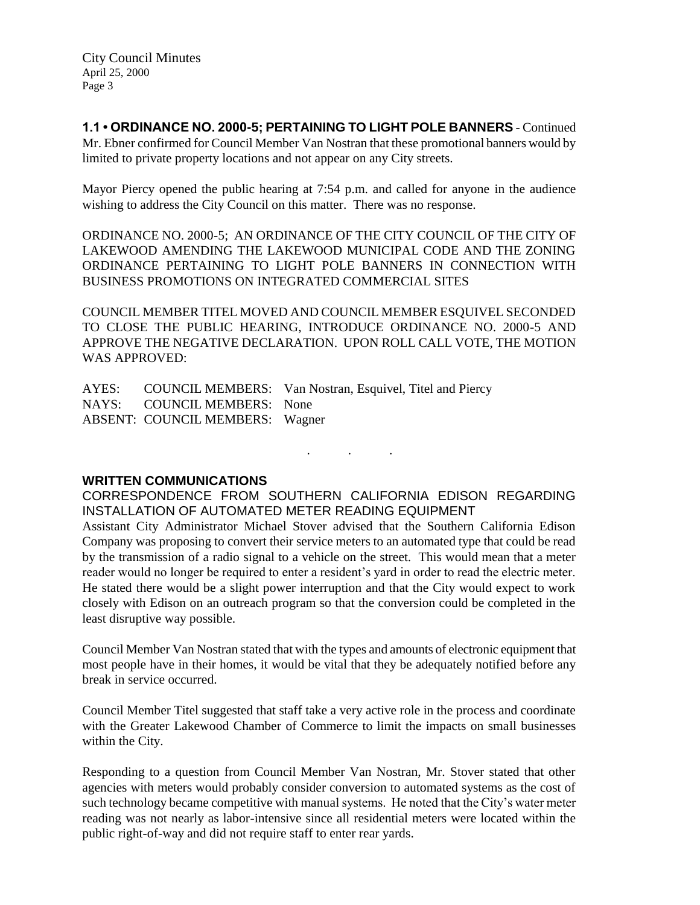**1.1 • ORDINANCE NO. 2000-5; PERTAINING TO LIGHT POLE BANNERS** - Continued
Mr. Ebner confirmed for Council Member Van Nostran that these promotional banners would by limited to private property locations and not appear on any City streets.

Mayor Piercy opened the public hearing at 7:54 p.m. and called for anyone in the audience wishing to address the City Council on this matter. There was no response.

ORDINANCE NO. 2000-5; AN ORDINANCE OF THE CITY COUNCIL OF THE CITY OF LAKEWOOD AMENDING THE LAKEWOOD MUNICIPAL CODE AND THE ZONING ORDINANCE PERTAINING TO LIGHT POLE BANNERS IN CONNECTION WITH BUSINESS PROMOTIONS ON INTEGRATED COMMERCIAL SITES

COUNCIL MEMBER TITEL MOVED AND COUNCIL MEMBER ESQUIVEL SECONDED TO CLOSE THE PUBLIC HEARING, INTRODUCE ORDINANCE NO. 2000-5 AND APPROVE THE NEGATIVE DECLARATION. UPON ROLL CALL VOTE, THE MOTION WAS APPROVED:

AYES: COUNCIL MEMBERS: Van Nostran, Esquivel, Titel and Piercy
NAYS: COUNCIL MEMBERS: None
ABSENT: COUNCIL MEMBERS: Wagner

. . .

## WRITTEN COMMUNICATIONS

CORRESPONDENCE FROM SOUTHERN CALIFORNIA EDISON REGARDING INSTALLATION OF AUTOMATED METER READING EQUIPMENT

Assistant City Administrator Michael Stover advised that the Southern California Edison Company was proposing to convert their service meters to an automated type that could be read by the transmission of a radio signal to a vehicle on the street. This would mean that a meter reader would no longer be required to enter a resident's yard in order to read the electric meter. He stated there would be a slight power interruption and that the City would expect to work closely with Edison on an outreach program so that the conversion could be completed in the least disruptive way possible.

Council Member Van Nostran stated that with the types and amounts of electronic equipment that most people have in their homes, it would be vital that they be adequately notified before any break in service occurred.

Council Member Titel suggested that staff take a very active role in the process and coordinate with the Greater Lakewood Chamber of Commerce to limit the impacts on small businesses within the City.

Responding to a question from Council Member Van Nostran, Mr. Stover stated that other agencies with meters would probably consider conversion to automated systems as the cost of such technology became competitive with manual systems. He noted that the City's water meter reading was not nearly as labor-intensive since all residential meters were located within the public right-of-way and did not require staff to enter rear yards.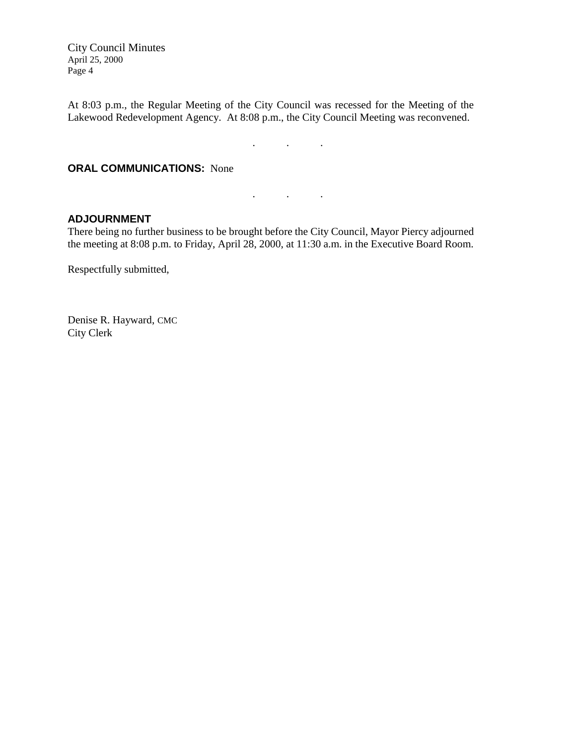At 8:03 p.m., the Regular Meeting of the City Council was recessed for the Meeting of the Lakewood Redevelopment Agency. At 8:08 p.m., the City Council Meeting was reconvened.

. . .

**ORAL COMMUNICATIONS:** None

. . .

**ADJOURNMENT**

There being no further business to be brought before the City Council, Mayor Piercy adjourned the meeting at 8:08 p.m. to Friday, April 28, 2000, at 11:30 a.m. in the Executive Board Room.

Respectfully submitted,

Denise R. Hayward, CMC
City Clerk